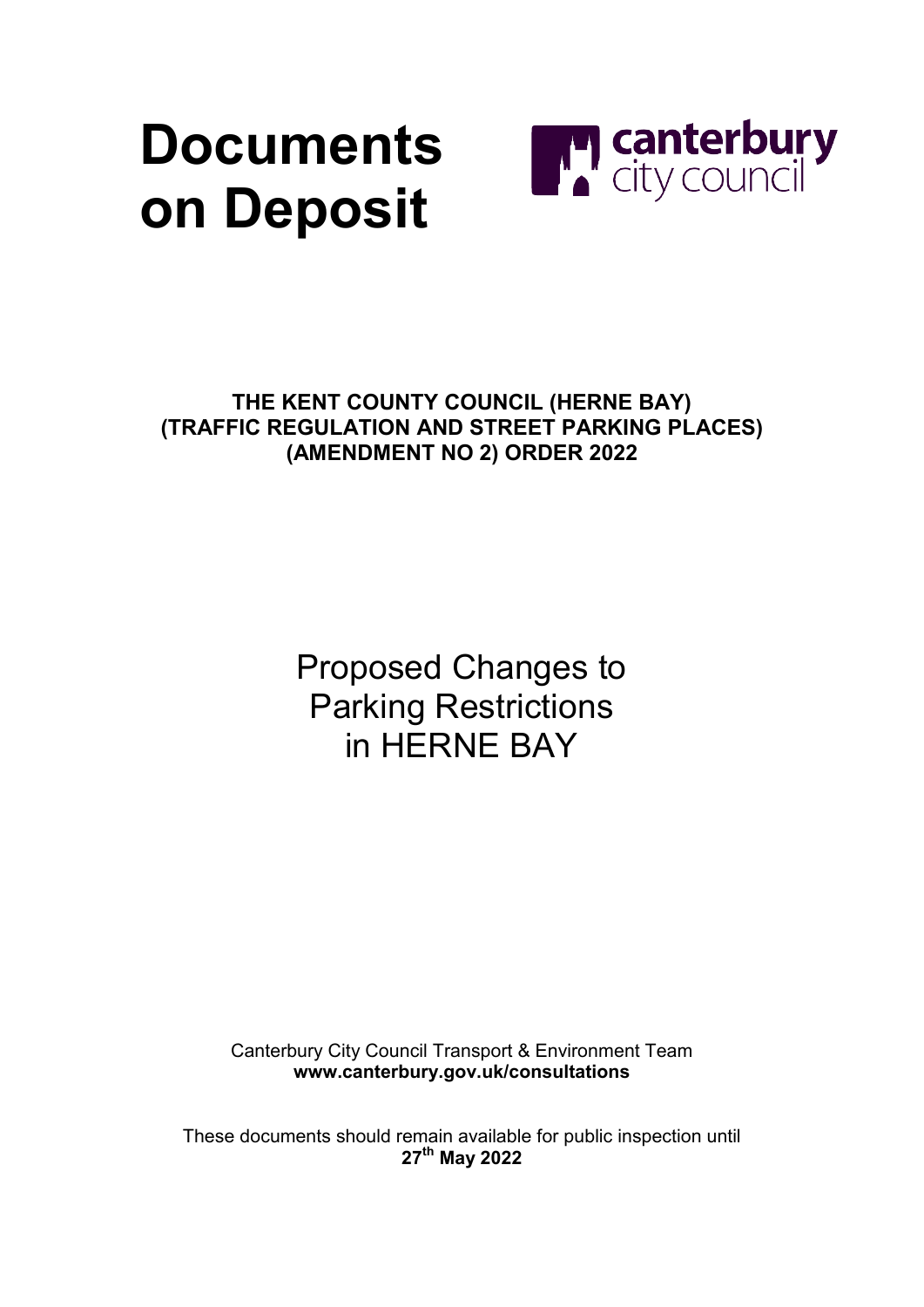# Documents on Deposit

canterbury city council

**THE KENT COUNTY COUNCIL (HERNE BAY) (TRAFFIC REGULATION AND STREET PARKING PLACES) (AMENDMENT NO 2) ORDER 2022**

## Proposed Changes to Parking Restrictions in HERNE BAY

Canterbury City Council Transport & Environment Team
**www.canterbury.gov.uk/consultations**

These documents should remain available for public inspection until
**27th May 2022**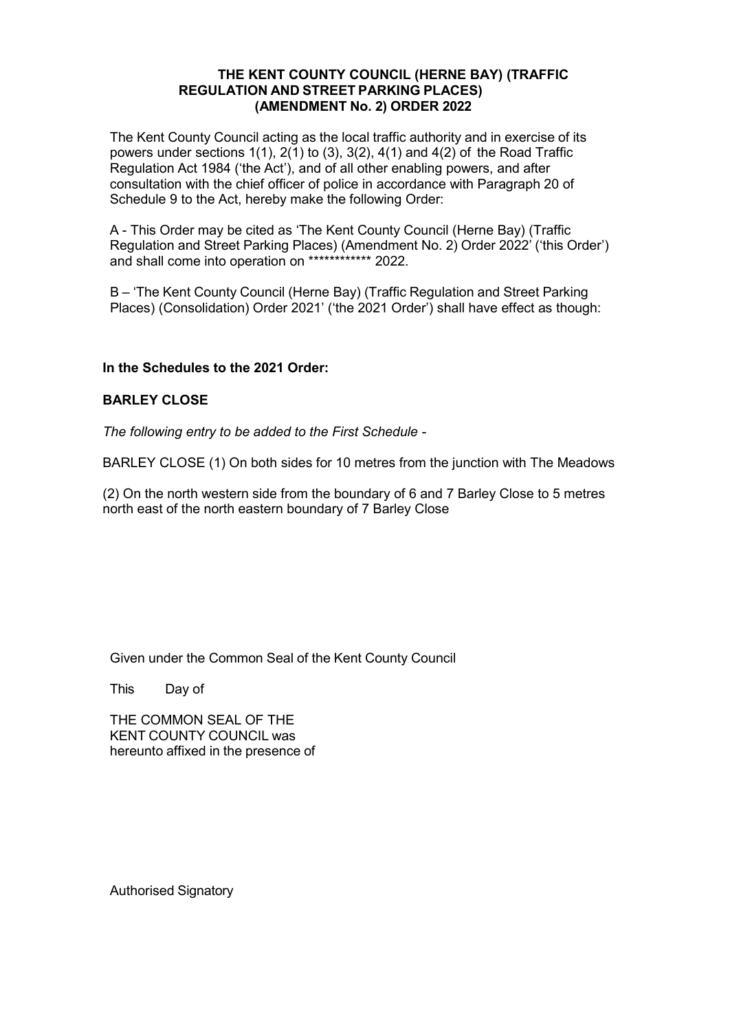# THE KENT COUNTY COUNCIL (HERNE BAY) (TRAFFIC REGULATION AND STREET PARKING PLACES) (AMENDMENT No. 2) ORDER 2022

The Kent County Council acting as the local traffic authority and in exercise of its powers under sections 1(1), 2(1) to (3), 3(2), 4(1) and 4(2) of the Road Traffic Regulation Act 1984 ('the Act'), and of all other enabling powers, and after consultation with the chief officer of police in accordance with Paragraph 20 of Schedule 9 to the Act, hereby make the following Order:

A - This Order may be cited as 'The Kent County Council (Herne Bay) (Traffic Regulation and Street Parking Places) (Amendment No. 2) Order 2022' ('this Order') and shall come into operation on ************ 2022.

B – 'The Kent County Council (Herne Bay) (Traffic Regulation and Street Parking Places) (Consolidation) Order 2021' ('the 2021 Order') shall have effect as though:

**In the Schedules to the 2021 Order:**

**BARLEY CLOSE**

*The following entry to be added to the First Schedule -*

BARLEY CLOSE (1) On both sides for 10 metres from the junction with The Meadows

(2) On the north western side from the boundary of 6 and 7 Barley Close to 5 metres north east of the north eastern boundary of 7 Barley Close

Given under the Common Seal of the Kent County Council

This Day of

THE COMMON SEAL OF THE KENT COUNTY COUNCIL was hereunto affixed in the presence of

Authorised Signatory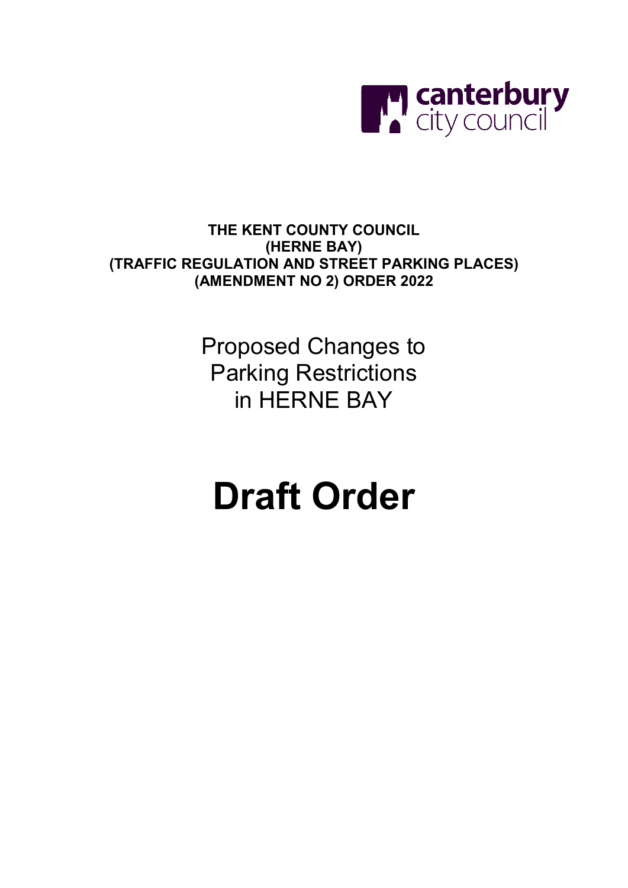canterbury city council

**THE KENT COUNTY COUNCIL (HERNE BAY) (TRAFFIC REGULATION AND STREET PARKING PLACES) (AMENDMENT NO 2) ORDER 2022**

Proposed Changes to Parking Restrictions in HERNE BAY

# Draft Order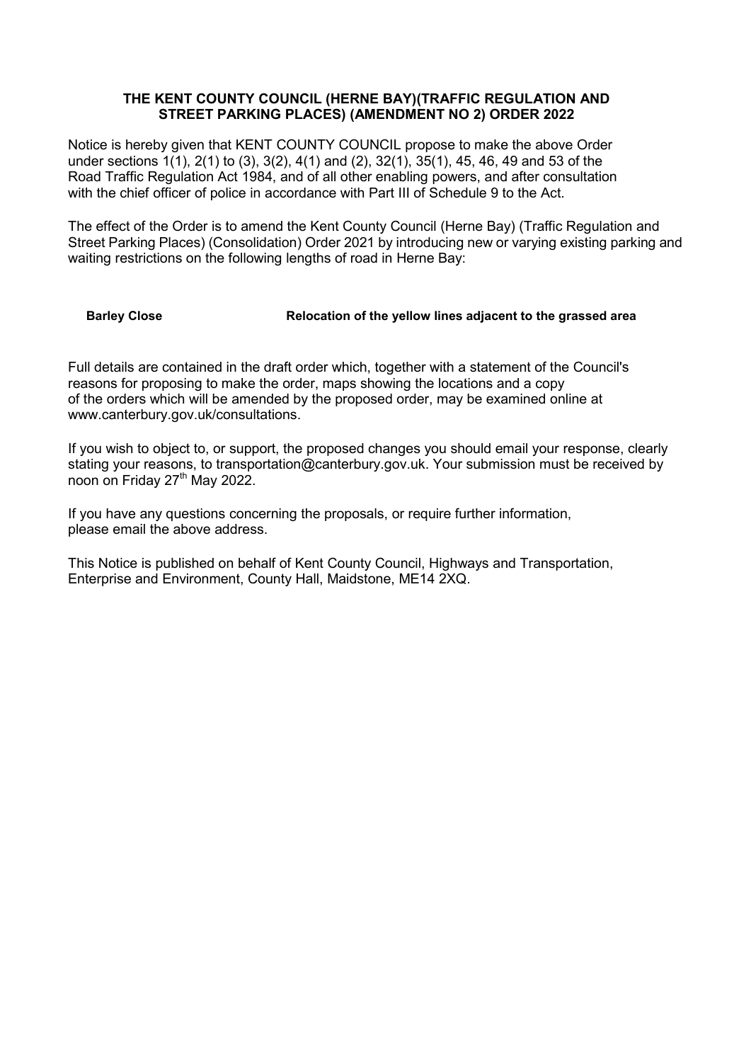**THE KENT COUNTY COUNCIL (HERNE BAY)(TRAFFIC REGULATION AND STREET PARKING PLACES) (AMENDMENT NO 2) ORDER 2022**

Notice is hereby given that KENT COUNTY COUNCIL propose to make the above Order under sections 1(1), 2(1) to (3), 3(2), 4(1) and (2), 32(1), 35(1), 45, 46, 49 and 53 of the Road Traffic Regulation Act 1984, and of all other enabling powers, and after consultation with the chief officer of police in accordance with Part III of Schedule 9 to the Act.

The effect of the Order is to amend the Kent County Council (Herne Bay) (Traffic Regulation and Street Parking Places) (Consolidation) Order 2021 by introducing new or varying existing parking and waiting restrictions on the following lengths of road in Herne Bay:

| | |
|---|---|
| **Barley Close** | **Relocation of the yellow lines adjacent to the grassed area** |

Full details are contained in the draft order which, together with a statement of the Council's reasons for proposing to make the order, maps showing the locations and a copy of the orders which will be amended by the proposed order, may be examined online at www.canterbury.gov.uk/consultations.

If you wish to object to, or support, the proposed changes you should email your response, clearly stating your reasons, to transportation@canterbury.gov.uk. Your submission must be received by noon on Friday 27th May 2022.

If you have any questions concerning the proposals, or require further information, please email the above address.

This Notice is published on behalf of Kent County Council, Highways and Transportation, Enterprise and Environment, County Hall, Maidstone, ME14 2XQ.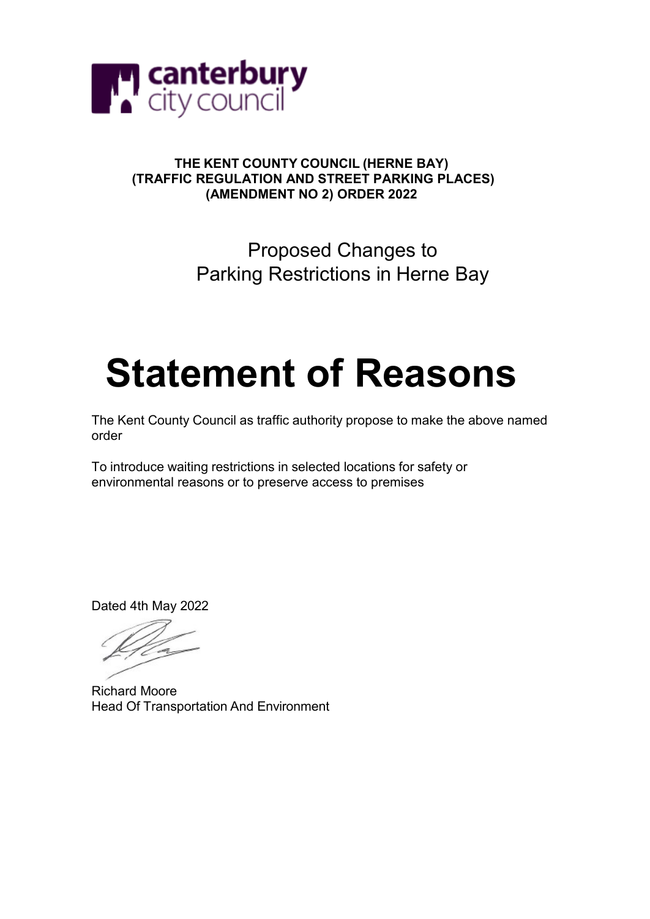**canterbury city council**

**THE KENT COUNTY COUNCIL (HERNE BAY)**
**(TRAFFIC REGULATION AND STREET PARKING PLACES)**
**(AMENDMENT NO 2) ORDER 2022**

Proposed Changes to
Parking Restrictions in Herne Bay

# Statement of Reasons

The Kent County Council as traffic authority propose to make the above named order

To introduce waiting restrictions in selected locations for safety or environmental reasons or to preserve access to premises

Dated 4th May 2022

Richard Moore
Head Of Transportation And Environment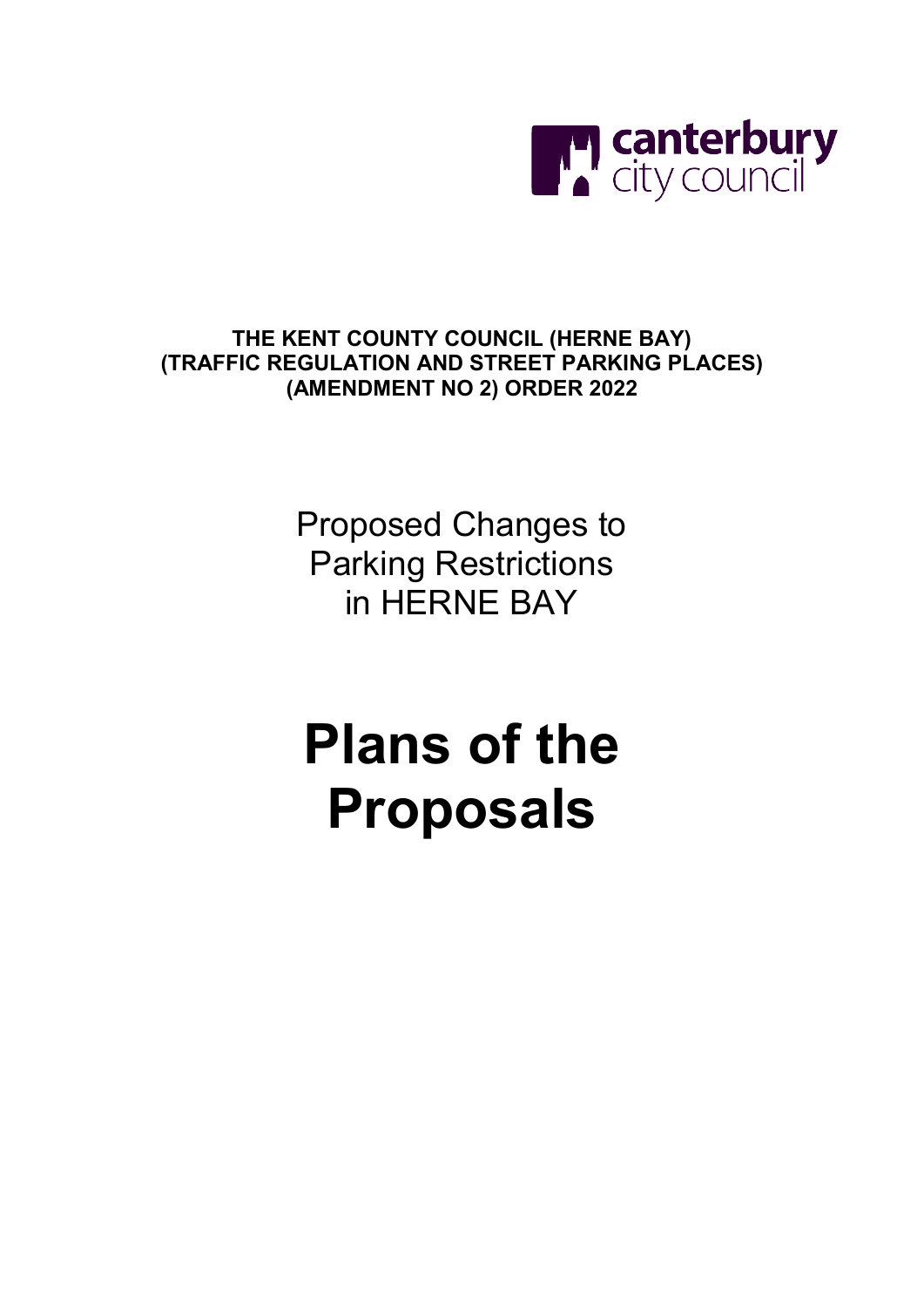canterbury city council

**THE KENT COUNTY COUNCIL (HERNE BAY) (TRAFFIC REGULATION AND STREET PARKING PLACES) (AMENDMENT NO 2) ORDER 2022**

Proposed Changes to Parking Restrictions in HERNE BAY

# Plans of the Proposals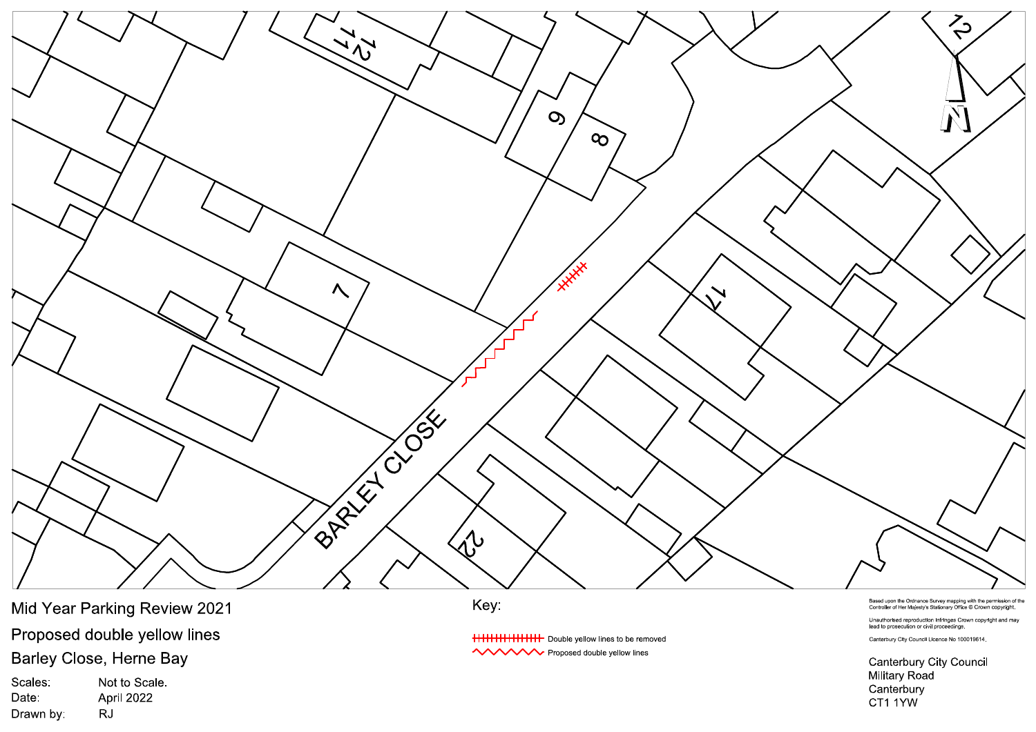BARLEY CLOSE

7

9

8

11

12

17

22

12

N

Mid Year Parking Review 2021

Proposed double yellow lines

Barley Close, Herne Bay

Scales: Not to Scale.

Date: April 2022

Drawn by: RJ

Key:

Double yellow lines to be removed

Proposed double yellow lines

Based upon the Ordnance Survey mapping with the permission of the Controller of Her Majesty's Stationary Office © Crown copyright.

Unauthorised reproduction infringes Crown copyright and may lead to prosecution or civil proceedings.

Canterbury City Council Licence No 100019614.

Canterbury City Council
Military Road
Canterbury
CT1 1YW